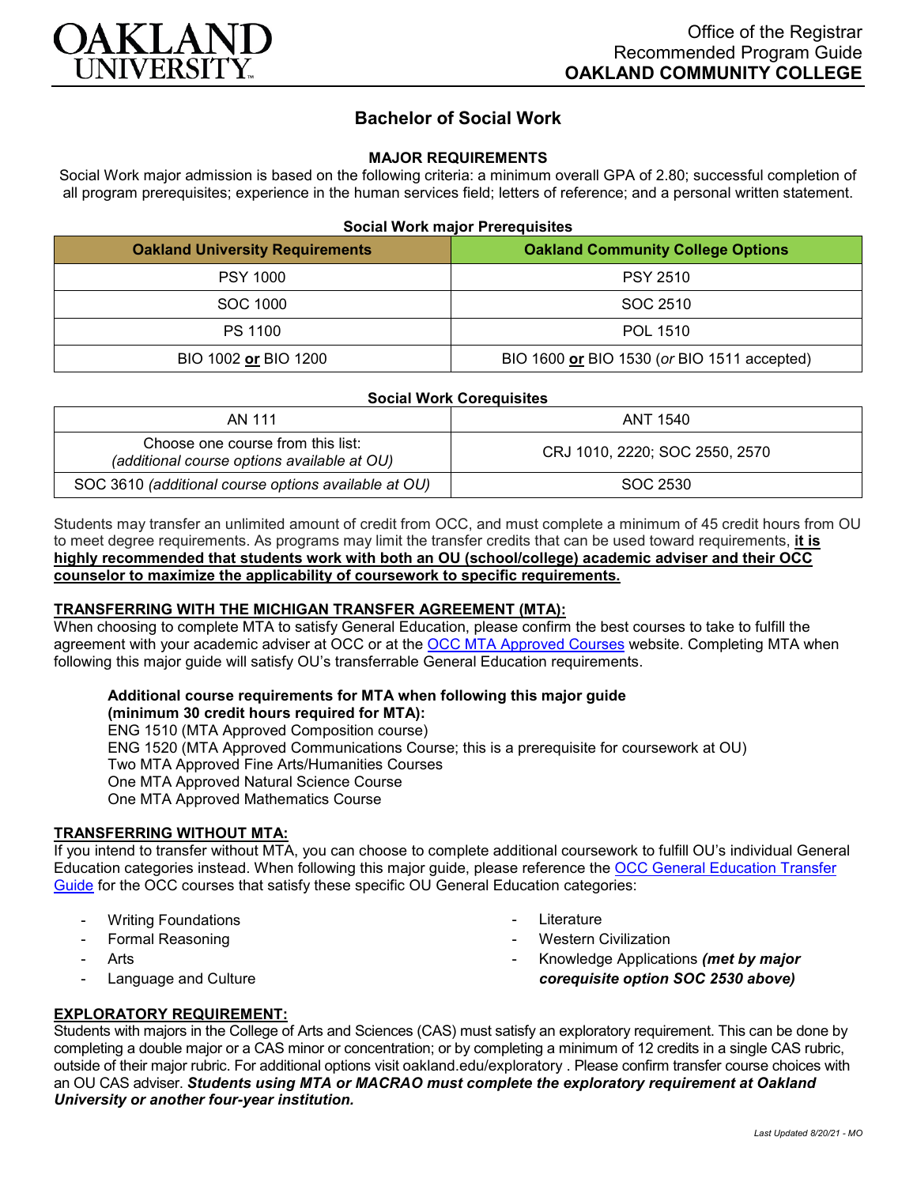Office of the Registrar
Recommended Program Guide
**OAKLAND COMMUNITY COLLEGE**

# Bachelor of Social Work

## MAJOR REQUIREMENTS

Social Work major admission is based on the following criteria: a minimum overall GPA of 2.80; successful completion of all program prerequisites; experience in the human services field; letters of reference; and a personal written statement.

**Social Work major Prerequisites**

| Oakland University Requirements | Oakland Community College Options |
|---|---|
| PSY 1000 | PSY 2510 |
| SOC 1000 | SOC 2510 |
| PS 1100 | POL 1510 |
| BIO 1002 **or** BIO 1200 | BIO 1600 **or** BIO 1530 (*or* BIO 1511 accepted) |

**Social Work Corequisites**

| | |
|---|---|
| AN 111 | ANT 1540 |
| Choose one course from this list: *(additional course options available at OU)* | CRJ 1010, 2220; SOC 2550, 2570 |
| SOC 3610 *(additional course options available at OU)* | SOC 2530 |

Students may transfer an unlimited amount of credit from OCC, and must complete a minimum of 45 credit hours from OU to meet degree requirements. As programs may limit the transfer credits that can be used toward requirements, **it is highly recommended that students work with both an OU (school/college) academic adviser and their OCC counselor to maximize the applicability of coursework to specific requirements.**

### TRANSFERRING WITH THE MICHIGAN TRANSFER AGREEMENT (MTA):

When choosing to complete MTA to satisfy General Education, please confirm the best courses to take to fulfill the agreement with your academic adviser at OCC or at the OCC MTA Approved Courses website. Completing MTA when following this major guide will satisfy OU's transferrable General Education requirements.

**Additional course requirements for MTA when following this major guide (minimum 30 credit hours required for MTA):**
ENG 1510 (MTA Approved Composition course)
ENG 1520 (MTA Approved Communications Course; this is a prerequisite for coursework at OU)
Two MTA Approved Fine Arts/Humanities Courses
One MTA Approved Natural Science Course
One MTA Approved Mathematics Course

### TRANSFERRING WITHOUT MTA:

If you intend to transfer without MTA, you can choose to complete additional coursework to fulfill OU's individual General Education categories instead. When following this major guide, please reference the OCC General Education Transfer Guide for the OCC courses that satisfy these specific OU General Education categories:

- Writing Foundations
- Formal Reasoning
- Arts
- Language and Culture
- Literature
- Western Civilization
- Knowledge Applications ***(met by major corequisite option SOC 2530 above)***

### EXPLORATORY REQUIREMENT:

Students with majors in the College of Arts and Sciences (CAS) must satisfy an exploratory requirement. This can be done by completing a double major or a CAS minor or concentration; or by completing a minimum of 12 credits in a single CAS rubric, outside of their major rubric. For additional options visit oakland.edu/exploratory . Please confirm transfer course choices with an OU CAS adviser. ***Students using MTA or MACRAO must complete the exploratory requirement at Oakland University or another four-year institution.***

*Last Updated 8/20/21 - MO*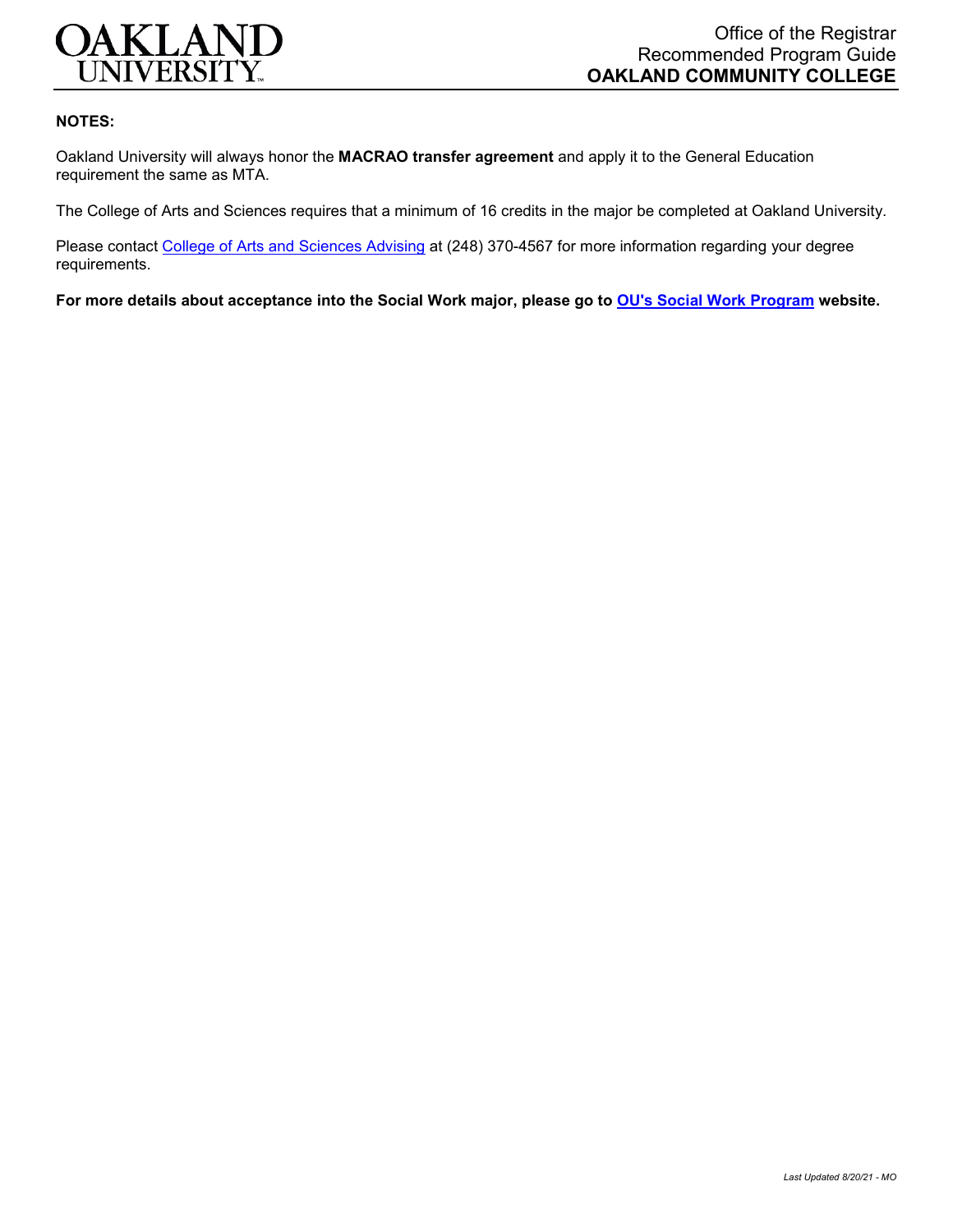**NOTES:**

Oakland University will always honor the **MACRAO transfer agreement** and apply it to the General Education requirement the same as MTA.

The College of Arts and Sciences requires that a minimum of 16 credits in the major be completed at Oakland University.

Please contact College of Arts and Sciences Advising at (248) 370-4567 for more information regarding your degree requirements.

**For more details about acceptance into the Social Work major, please go to OU's Social Work Program website.**

*Last Updated 8/20/21 - MO*